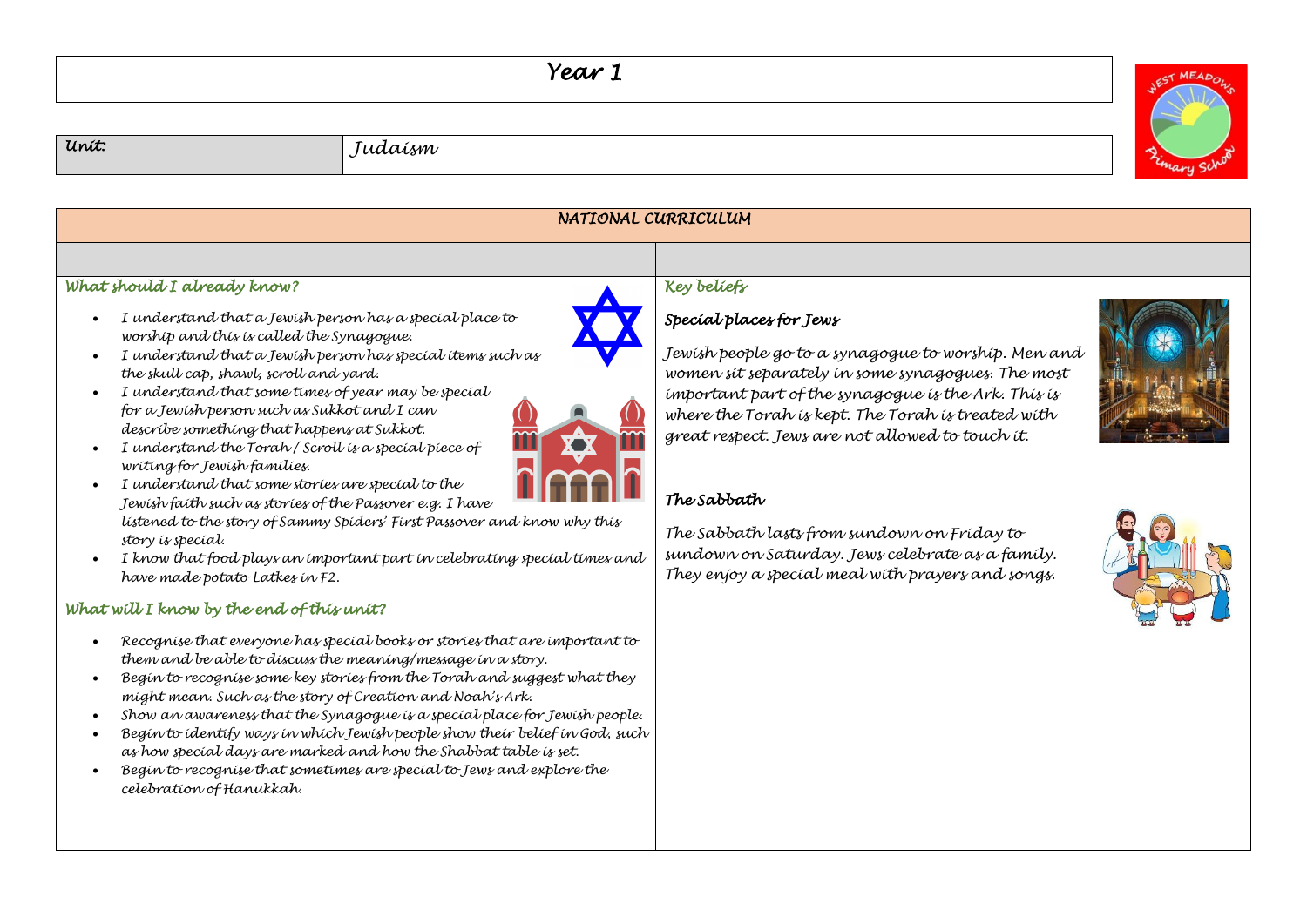# Year 1

| Unit: | Judaism |
|---|---|

## NATIONAL CURRICULUM

### What should I already know?

- I understand that a Jewish person has a special place to worship and this is called the Synagogue.
- I understand that a Jewish person has special items such as the skull cap, shawl, scroll and yard.
- I understand that some times of year may be special for a Jewish person such as Sukkot and I can describe something that happens at Sukkot.
- I understand the Torah / Scroll is a special piece of writing for Jewish families.
- I understand that some stories are special to the Jewish faith such as stories of the Passover e.g. I have listened to the story of Sammy Spiders' First Passover and know why this story is special.
- I know that food plays an important part in celebrating special times and have made potato Latkes in F2.

### What will I know by the end of this unit?

- Recognise that everyone has special books or stories that are important to them and be able to discuss the meaning/message in a story.
- Begin to recognise some key stories from the Torah and suggest what they might mean. Such as the story of Creation and Noah's Ark.
- Show an awareness that the Synagogue is a special place for Jewish people.
- Begin to identify ways in which Jewish people show their belief in God, such as how special days are marked and how the Shabbat table is set.
- Begin to recognise that sometimes are special to Jews and explore the celebration of Hanukkah.

### Key beliefs

#### Special places for Jews

Jewish people go to a synagogue to worship. Men and women sit separately in some synagogues. The most important part of the synagogue is the Ark. This is where the Torah is kept. The Torah is treated with great respect. Jews are not allowed to touch it.

#### The Sabbath

The Sabbath lasts from sundown on Friday to sundown on Saturday. Jews celebrate as a family. They enjoy a special meal with prayers and songs.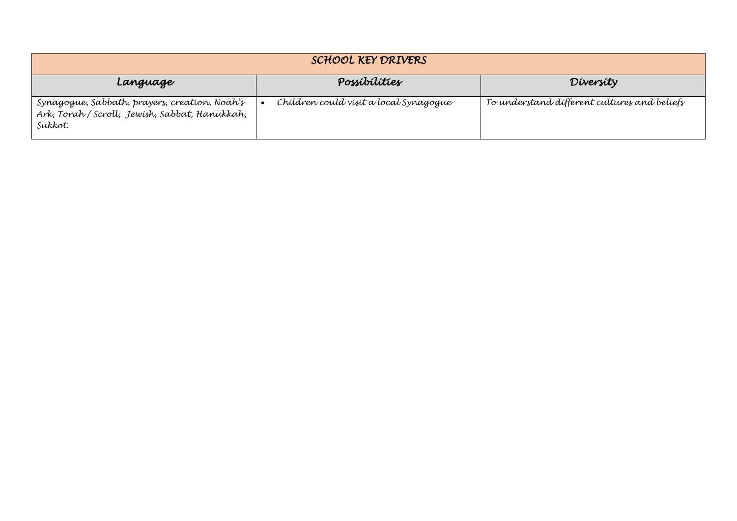| SCHOOL KEY DRIVERS | | |
|---|---|---|
| ***Language*** | ***Possibilities*** | ***Diversity*** |
| *Synagogue, Sabbath, prayers, creation, Noah's Ark, Torah / Scroll, Jewish, Sabbat, Hanukkah, Sukkot.* | • *Children could visit a local Synagogue* | *To understand different cultures and beliefs* |